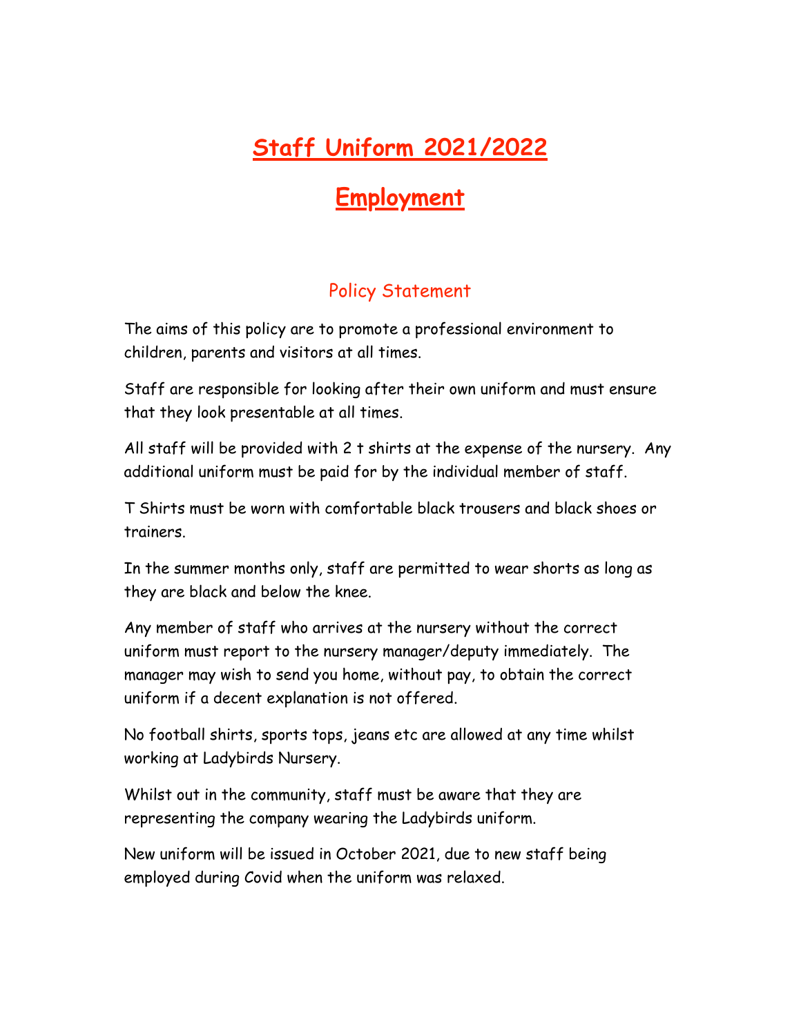# Staff Uniform 2021/2022

# Employment

## Policy Statement

The aims of this policy are to promote a professional environment to children, parents and visitors at all times.

Staff are responsible for looking after their own uniform and must ensure that they look presentable at all times.

All staff will be provided with 2 t shirts at the expense of the nursery. Any additional uniform must be paid for by the individual member of staff.

T Shirts must be worn with comfortable black trousers and black shoes or trainers.

In the summer months only, staff are permitted to wear shorts as long as they are black and below the knee.

Any member of staff who arrives at the nursery without the correct uniform must report to the nursery manager/deputy immediately. The manager may wish to send you home, without pay, to obtain the correct uniform if a decent explanation is not offered.

No football shirts, sports tops, jeans etc are allowed at any time whilst working at Ladybirds Nursery.

Whilst out in the community, staff must be aware that they are representing the company wearing the Ladybirds uniform.

New uniform will be issued in October 2021, due to new staff being employed during Covid when the uniform was relaxed.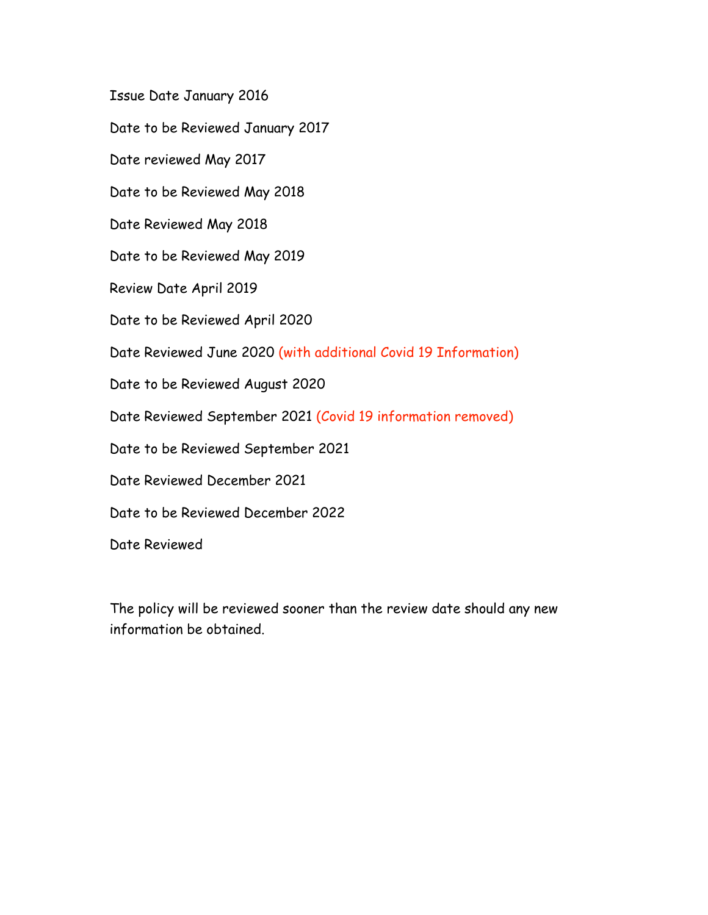Issue Date January 2016

Date to be Reviewed January 2017

Date reviewed May 2017

Date to be Reviewed May 2018

Date Reviewed May 2018

Date to be Reviewed May 2019

Review Date April 2019

Date to be Reviewed April 2020

Date Reviewed June 2020 (with additional Covid 19 Information)

Date to be Reviewed August 2020

Date Reviewed September 2021 (Covid 19 information removed)

Date to be Reviewed September 2021

Date Reviewed December 2021

Date to be Reviewed December 2022

Date Reviewed

The policy will be reviewed sooner than the review date should any new information be obtained.